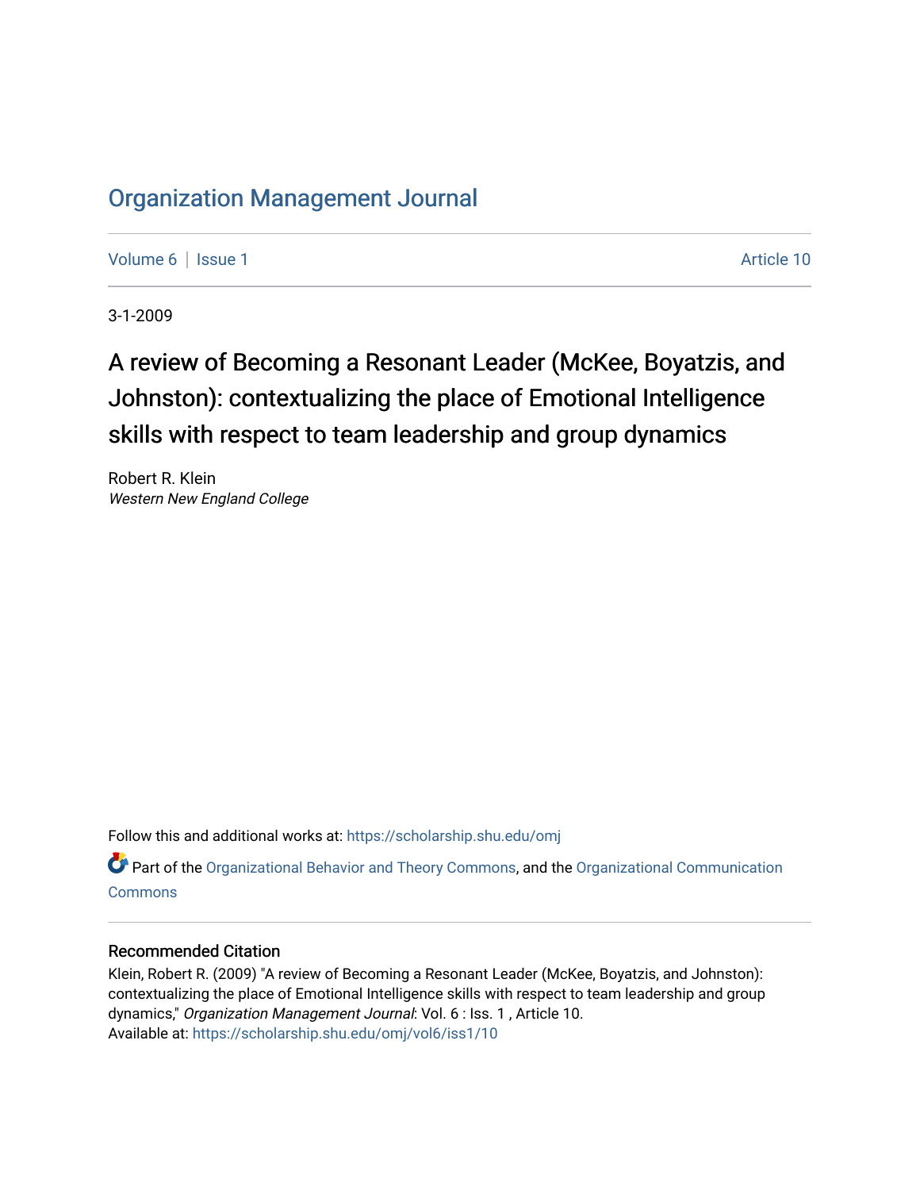# Organization Management Journal

Volume 6 | Issue 1 Article 10

3-1-2009

## A review of Becoming a Resonant Leader (McKee, Boyatzis, and Johnston): contextualizing the place of Emotional Intelligence skills with respect to team leadership and group dynamics

Robert R. Klein
*Western New England College*

Follow this and additional works at: https://scholarship.shu.edu/omj

Part of the Organizational Behavior and Theory Commons, and the Organizational Communication Commons

### Recommended Citation

Klein, Robert R. (2009) "A review of Becoming a Resonant Leader (McKee, Boyatzis, and Johnston): contextualizing the place of Emotional Intelligence skills with respect to team leadership and group dynamics," *Organization Management Journal*: Vol. 6 : Iss. 1 , Article 10.
Available at: https://scholarship.shu.edu/omj/vol6/iss1/10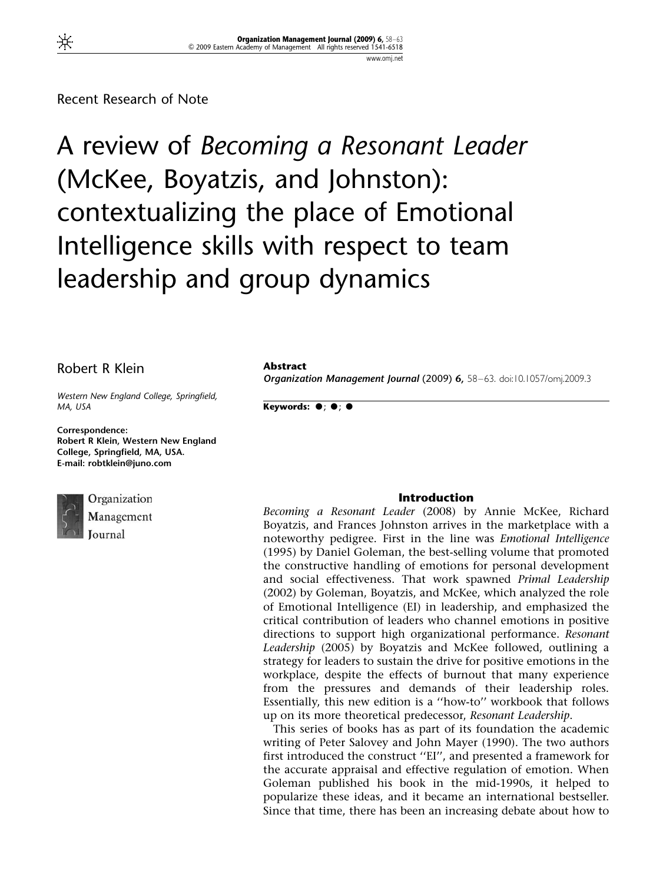Recent Research of Note

# A review of *Becoming a Resonant Leader* (McKee, Boyatzis, and Johnston): contextualizing the place of Emotional Intelligence skills with respect to team leadership and group dynamics

Robert R Klein

*Western New England College, Springfield, MA, USA*

**Correspondence:**
**Robert R Klein, Western New England College, Springfield, MA, USA.**
**E-mail: robtklein@juno.com**

**Abstract**

***Organization Management Journal*** **(2009) 6,** 58–63. doi:10.1057/omj.2009.3

**Keywords:** ●; ●; ●

## Introduction

*Becoming a Resonant Leader* (2008) by Annie McKee, Richard Boyatzis, and Frances Johnston arrives in the marketplace with a noteworthy pedigree. First in the line was *Emotional Intelligence* (1995) by Daniel Goleman, the best-selling volume that promoted the constructive handling of emotions for personal development and social effectiveness. That work spawned *Primal Leadership* (2002) by Goleman, Boyatzis, and McKee, which analyzed the role of Emotional Intelligence (EI) in leadership, and emphasized the critical contribution of leaders who channel emotions in positive directions to support high organizational performance. *Resonant Leadership* (2005) by Boyatzis and McKee followed, outlining a strategy for leaders to sustain the drive for positive emotions in the workplace, despite the effects of burnout that many experience from the pressures and demands of their leadership roles. Essentially, this new edition is a ''how-to'' workbook that follows up on its more theoretical predecessor, *Resonant Leadership*.

This series of books has as part of its foundation the academic writing of Peter Salovey and John Mayer (1990). The two authors first introduced the construct ''EI'', and presented a framework for the accurate appraisal and effective regulation of emotion. When Goleman published his book in the mid-1990s, it helped to popularize these ideas, and it became an international bestseller. Since that time, there has been an increasing debate about how to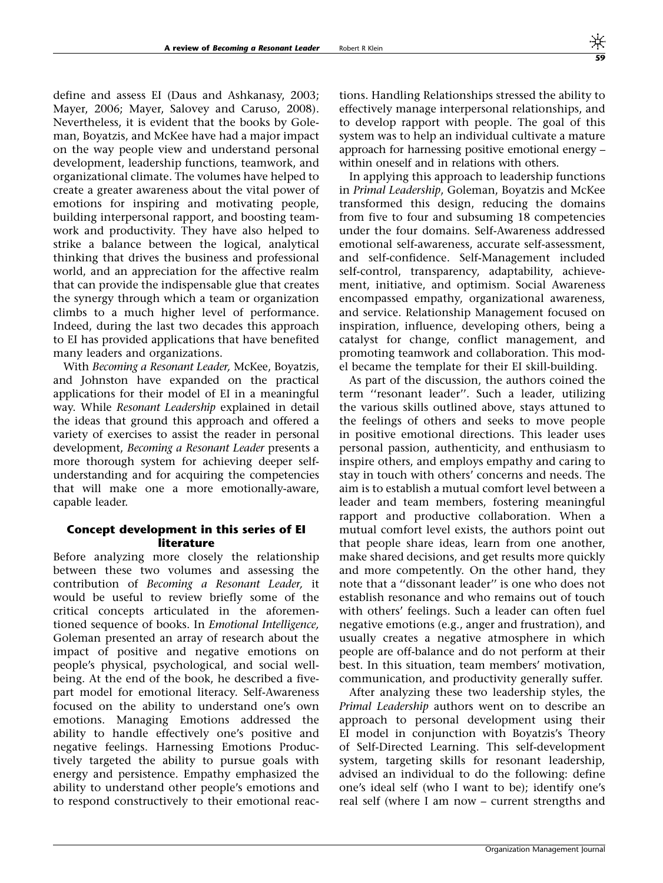define and assess EI (Daus and Ashkanasy, 2003; Mayer, 2006; Mayer, Salovey and Caruso, 2008). Nevertheless, it is evident that the books by Goleman, Boyatzis, and McKee have had a major impact on the way people view and understand personal development, leadership functions, teamwork, and organizational climate. The volumes have helped to create a greater awareness about the vital power of emotions for inspiring and motivating people, building interpersonal rapport, and boosting teamwork and productivity. They have also helped to strike a balance between the logical, analytical thinking that drives the business and professional world, and an appreciation for the affective realm that can provide the indispensable glue that creates the synergy through which a team or organization climbs to a much higher level of performance. Indeed, during the last two decades this approach to EI has provided applications that have benefited many leaders and organizations.

With *Becoming a Resonant Leader,* McKee, Boyatzis, and Johnston have expanded on the practical applications for their model of EI in a meaningful way. While *Resonant Leadership* explained in detail the ideas that ground this approach and offered a variety of exercises to assist the reader in personal development, *Becoming a Resonant Leader* presents a more thorough system for achieving deeper self-understanding and for acquiring the competencies that will make one a more emotionally-aware, capable leader.

### Concept development in this series of EI literature

Before analyzing more closely the relationship between these two volumes and assessing the contribution of *Becoming a Resonant Leader,* it would be useful to review briefly some of the critical concepts articulated in the aforementioned sequence of books. In *Emotional Intelligence,* Goleman presented an array of research about the impact of positive and negative emotions on people's physical, psychological, and social well-being. At the end of the book, he described a five-part model for emotional literacy. Self-Awareness focused on the ability to understand one's own emotions. Managing Emotions addressed the ability to handle effectively one's positive and negative feelings. Harnessing Emotions Productively targeted the ability to pursue goals with energy and persistence. Empathy emphasized the ability to understand other people's emotions and to respond constructively to their emotional reactions. Handling Relationships stressed the ability to effectively manage interpersonal relationships, and to develop rapport with people. The goal of this system was to help an individual cultivate a mature approach for harnessing positive emotional energy – within oneself and in relations with others.

In applying this approach to leadership functions in *Primal Leadership*, Goleman, Boyatzis and McKee transformed this design, reducing the domains from five to four and subsuming 18 competencies under the four domains. Self-Awareness addressed emotional self-awareness, accurate self-assessment, and self-confidence. Self-Management included self-control, transparency, adaptability, achievement, initiative, and optimism. Social Awareness encompassed empathy, organizational awareness, and service. Relationship Management focused on inspiration, influence, developing others, being a catalyst for change, conflict management, and promoting teamwork and collaboration. This model became the template for their EI skill-building.

As part of the discussion, the authors coined the term ''resonant leader''. Such a leader, utilizing the various skills outlined above, stays attuned to the feelings of others and seeks to move people in positive emotional directions. This leader uses personal passion, authenticity, and enthusiasm to inspire others, and employs empathy and caring to stay in touch with others' concerns and needs. The aim is to establish a mutual comfort level between a leader and team members, fostering meaningful rapport and productive collaboration. When a mutual comfort level exists, the authors point out that people share ideas, learn from one another, make shared decisions, and get results more quickly and more competently. On the other hand, they note that a ''dissonant leader'' is one who does not establish resonance and who remains out of touch with others' feelings. Such a leader can often fuel negative emotions (e.g., anger and frustration), and usually creates a negative atmosphere in which people are off-balance and do not perform at their best. In this situation, team members' motivation, communication, and productivity generally suffer.

After analyzing these two leadership styles, the *Primal Leadership* authors went on to describe an approach to personal development using their EI model in conjunction with Boyatzis's Theory of Self-Directed Learning. This self-development system, targeting skills for resonant leadership, advised an individual to do the following: define one's ideal self (who I want to be); identify one's real self (where I am now – current strengths and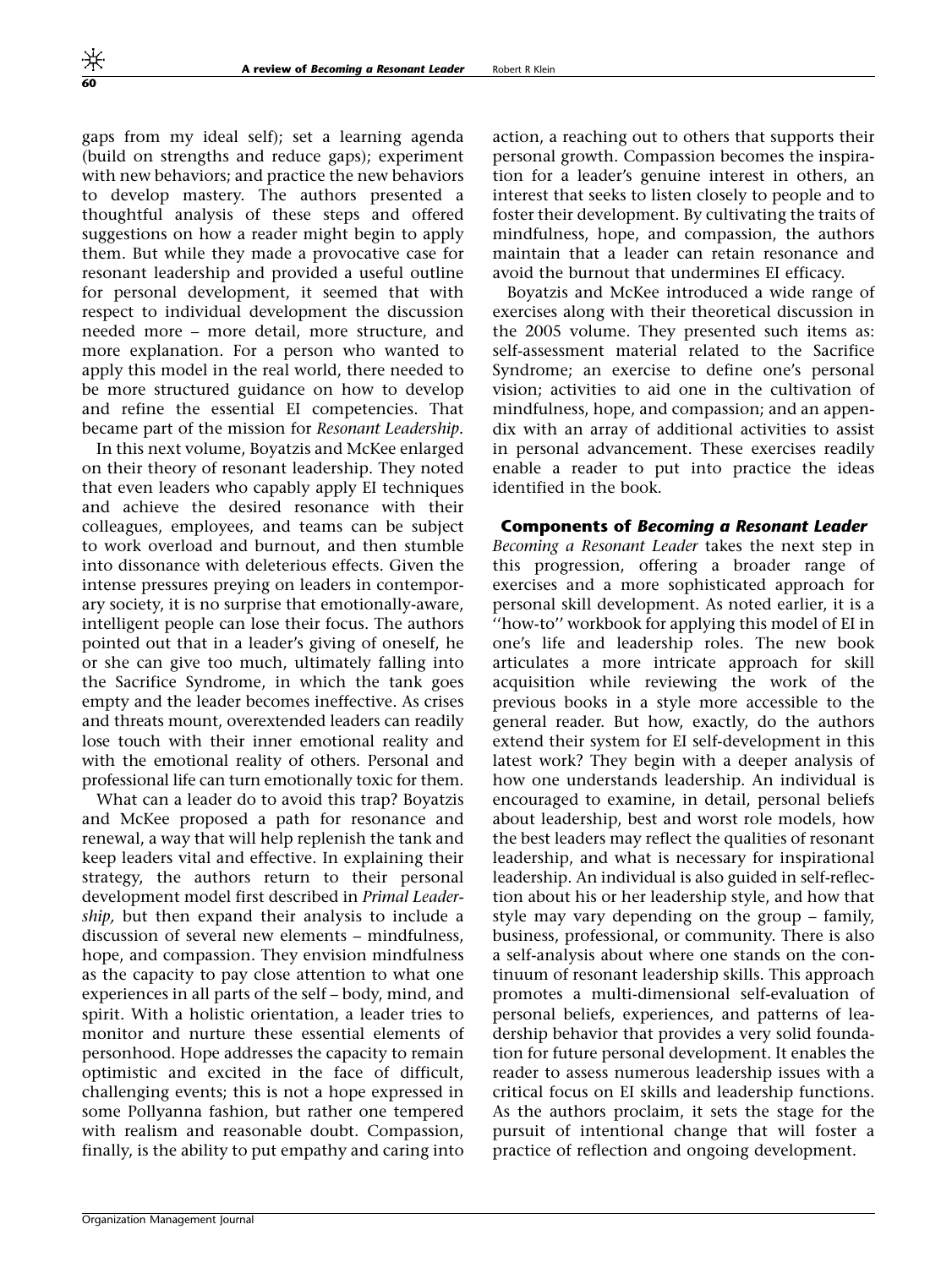gaps from my ideal self); set a learning agenda (build on strengths and reduce gaps); experiment with new behaviors; and practice the new behaviors to develop mastery. The authors presented a thoughtful analysis of these steps and offered suggestions on how a reader might begin to apply them. But while they made a provocative case for resonant leadership and provided a useful outline for personal development, it seemed that with respect to individual development the discussion needed more – more detail, more structure, and more explanation. For a person who wanted to apply this model in the real world, there needed to be more structured guidance on how to develop and refine the essential EI competencies. That became part of the mission for *Resonant Leadership*.

In this next volume, Boyatzis and McKee enlarged on their theory of resonant leadership. They noted that even leaders who capably apply EI techniques and achieve the desired resonance with their colleagues, employees, and teams can be subject to work overload and burnout, and then stumble into dissonance with deleterious effects. Given the intense pressures preying on leaders in contemporary society, it is no surprise that emotionally-aware, intelligent people can lose their focus. The authors pointed out that in a leader's giving of oneself, he or she can give too much, ultimately falling into the Sacrifice Syndrome, in which the tank goes empty and the leader becomes ineffective. As crises and threats mount, overextended leaders can readily lose touch with their inner emotional reality and with the emotional reality of others. Personal and professional life can turn emotionally toxic for them.

What can a leader do to avoid this trap? Boyatzis and McKee proposed a path for resonance and renewal, a way that will help replenish the tank and keep leaders vital and effective. In explaining their strategy, the authors return to their personal development model first described in *Primal Leadership*, but then expand their analysis to include a discussion of several new elements – mindfulness, hope, and compassion. They envision mindfulness as the capacity to pay close attention to what one experiences in all parts of the self – body, mind, and spirit. With a holistic orientation, a leader tries to monitor and nurture these essential elements of personhood. Hope addresses the capacity to remain optimistic and excited in the face of difficult, challenging events; this is not a hope expressed in some Pollyanna fashion, but rather one tempered with realism and reasonable doubt. Compassion, finally, is the ability to put empathy and caring into action, a reaching out to others that supports their personal growth. Compassion becomes the inspiration for a leader's genuine interest in others, an interest that seeks to listen closely to people and to foster their development. By cultivating the traits of mindfulness, hope, and compassion, the authors maintain that a leader can retain resonance and avoid the burnout that undermines EI efficacy.

Boyatzis and McKee introduced a wide range of exercises along with their theoretical discussion in the 2005 volume. They presented such items as: self-assessment material related to the Sacrifice Syndrome; an exercise to define one's personal vision; activities to aid one in the cultivation of mindfulness, hope, and compassion; and an appendix with an array of additional activities to assist in personal advancement. These exercises readily enable a reader to put into practice the ideas identified in the book.

### Components of *Becoming a Resonant Leader*

*Becoming a Resonant Leader* takes the next step in this progression, offering a broader range of exercises and a more sophisticated approach for personal skill development. As noted earlier, it is a "how-to" workbook for applying this model of EI in one's life and leadership roles. The new book articulates a more intricate approach for skill acquisition while reviewing the work of the previous books in a style more accessible to the general reader. But how, exactly, do the authors extend their system for EI self-development in this latest work? They begin with a deeper analysis of how one understands leadership. An individual is encouraged to examine, in detail, personal beliefs about leadership, best and worst role models, how the best leaders may reflect the qualities of resonant leadership, and what is necessary for inspirational leadership. An individual is also guided in self-reflection about his or her leadership style, and how that style may vary depending on the group – family, business, professional, or community. There is also a self-analysis about where one stands on the continuum of resonant leadership skills. This approach promotes a multi-dimensional self-evaluation of personal beliefs, experiences, and patterns of leadership behavior that provides a very solid foundation for future personal development. It enables the reader to assess numerous leadership issues with a critical focus on EI skills and leadership functions. As the authors proclaim, it sets the stage for the pursuit of intentional change that will foster a practice of reflection and ongoing development.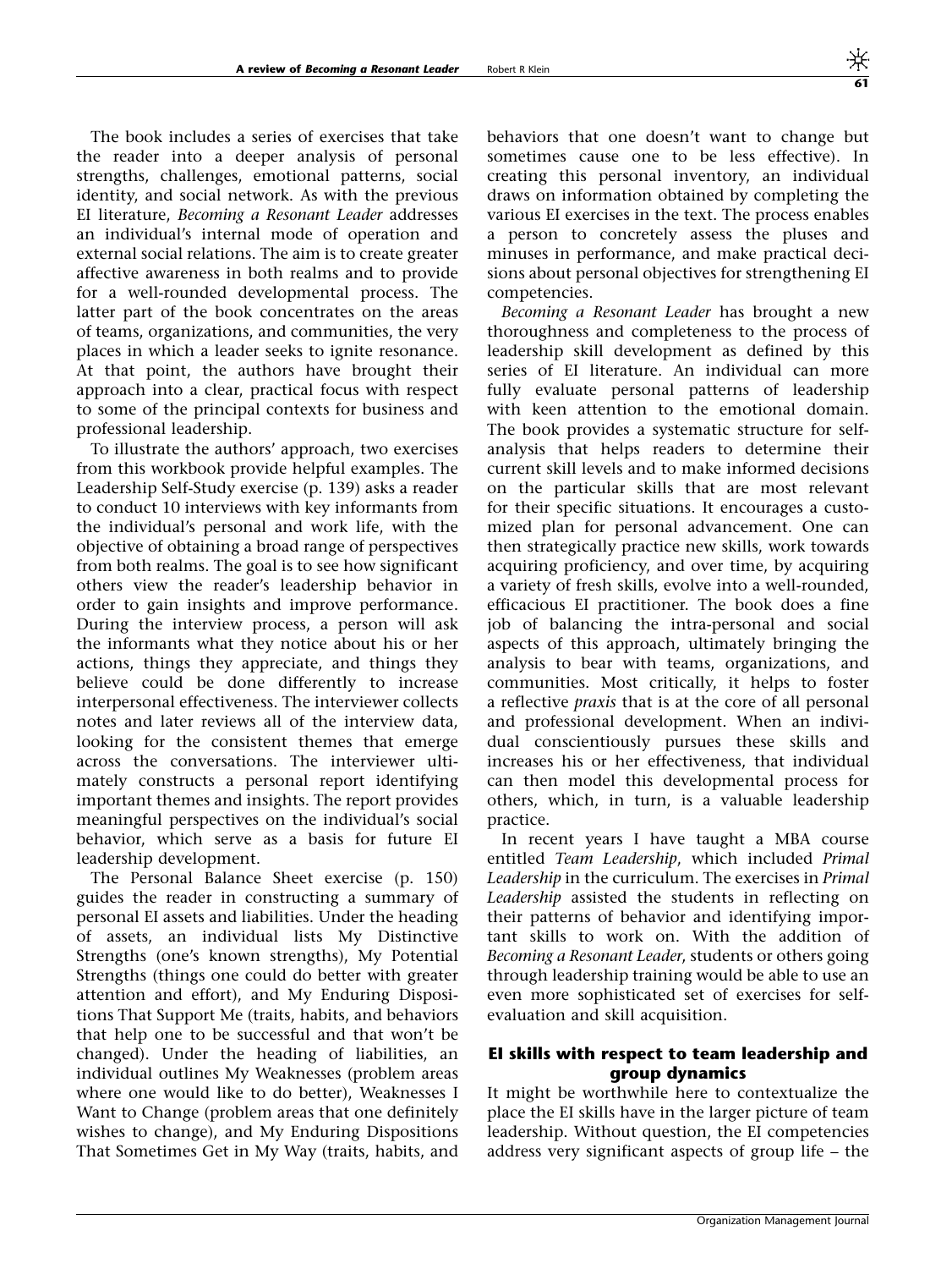The book includes a series of exercises that take the reader into a deeper analysis of personal strengths, challenges, emotional patterns, social identity, and social network. As with the previous EI literature, *Becoming a Resonant Leader* addresses an individual's internal mode of operation and external social relations. The aim is to create greater affective awareness in both realms and to provide for a well-rounded developmental process. The latter part of the book concentrates on the areas of teams, organizations, and communities, the very places in which a leader seeks to ignite resonance. At that point, the authors have brought their approach into a clear, practical focus with respect to some of the principal contexts for business and professional leadership.

To illustrate the authors' approach, two exercises from this workbook provide helpful examples. The Leadership Self-Study exercise (p. 139) asks a reader to conduct 10 interviews with key informants from the individual's personal and work life, with the objective of obtaining a broad range of perspectives from both realms. The goal is to see how significant others view the reader's leadership behavior in order to gain insights and improve performance. During the interview process, a person will ask the informants what they notice about his or her actions, things they appreciate, and things they believe could be done differently to increase interpersonal effectiveness. The interviewer collects notes and later reviews all of the interview data, looking for the consistent themes that emerge across the conversations. The interviewer ultimately constructs a personal report identifying important themes and insights. The report provides meaningful perspectives on the individual's social behavior, which serve as a basis for future EI leadership development.

The Personal Balance Sheet exercise (p. 150) guides the reader in constructing a summary of personal EI assets and liabilities. Under the heading of assets, an individual lists My Distinctive Strengths (one's known strengths), My Potential Strengths (things one could do better with greater attention and effort), and My Enduring Dispositions That Support Me (traits, habits, and behaviors that help one to be successful and that won't be changed). Under the heading of liabilities, an individual outlines My Weaknesses (problem areas where one would like to do better), Weaknesses I Want to Change (problem areas that one definitely wishes to change), and My Enduring Dispositions That Sometimes Get in My Way (traits, habits, and behaviors that one doesn't want to change but sometimes cause one to be less effective). In creating this personal inventory, an individual draws on information obtained by completing the various EI exercises in the text. The process enables a person to concretely assess the pluses and minuses in performance, and make practical decisions about personal objectives for strengthening EI competencies.

*Becoming a Resonant Leader* has brought a new thoroughness and completeness to the process of leadership skill development as defined by this series of EI literature. An individual can more fully evaluate personal patterns of leadership with keen attention to the emotional domain. The book provides a systematic structure for self-analysis that helps readers to determine their current skill levels and to make informed decisions on the particular skills that are most relevant for their specific situations. It encourages a customized plan for personal advancement. One can then strategically practice new skills, work towards acquiring proficiency, and over time, by acquiring a variety of fresh skills, evolve into a well-rounded, efficacious EI practitioner. The book does a fine job of balancing the intra-personal and social aspects of this approach, ultimately bringing the analysis to bear with teams, organizations, and communities. Most critically, it helps to foster a reflective *praxis* that is at the core of all personal and professional development. When an individual conscientiously pursues these skills and increases his or her effectiveness, that individual can then model this developmental process for others, which, in turn, is a valuable leadership practice.

In recent years I have taught a MBA course entitled *Team Leadership*, which included *Primal Leadership* in the curriculum. The exercises in *Primal Leadership* assisted the students in reflecting on their patterns of behavior and identifying important skills to work on. With the addition of *Becoming a Resonant Leader*, students or others going through leadership training would be able to use an even more sophisticated set of exercises for self-evaluation and skill acquisition.

## EI skills with respect to team leadership and group dynamics

It might be worthwhile here to contextualize the place the EI skills have in the larger picture of team leadership. Without question, the EI competencies address very significant aspects of group life – the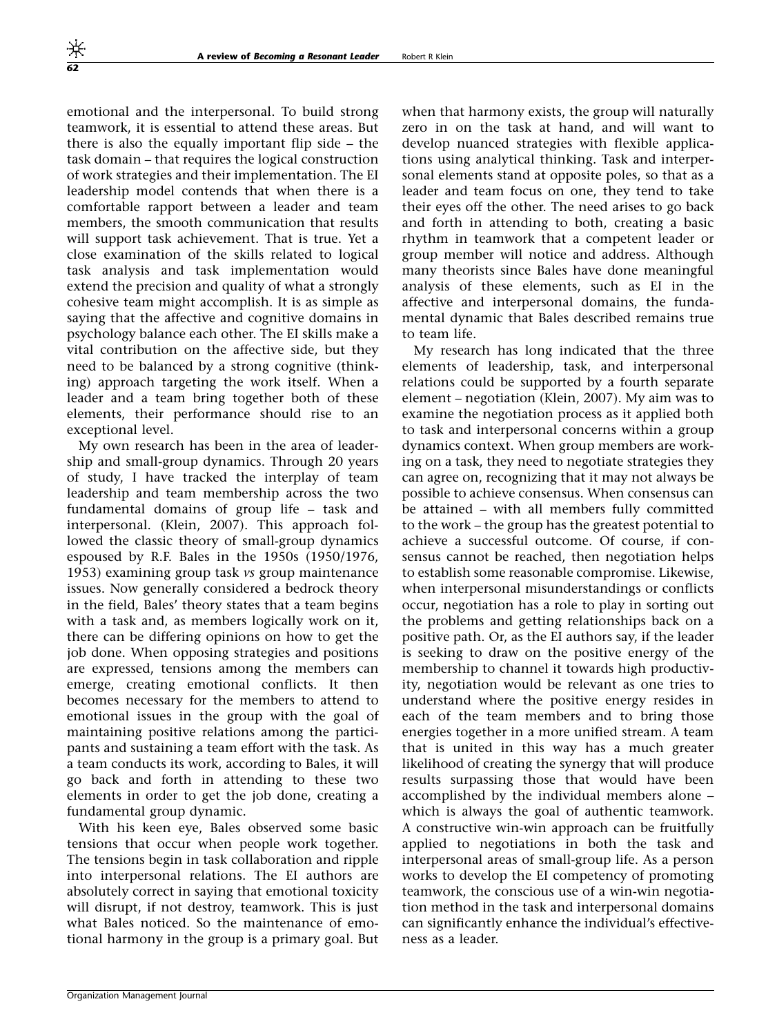emotional and the interpersonal. To build strong teamwork, it is essential to attend these areas. But there is also the equally important flip side – the task domain – that requires the logical construction of work strategies and their implementation. The EI leadership model contends that when there is a comfortable rapport between a leader and team members, the smooth communication that results will support task achievement. That is true. Yet a close examination of the skills related to logical task analysis and task implementation would extend the precision and quality of what a strongly cohesive team might accomplish. It is as simple as saying that the affective and cognitive domains in psychology balance each other. The EI skills make a vital contribution on the affective side, but they need to be balanced by a strong cognitive (thinking) approach targeting the work itself. When a leader and a team bring together both of these elements, their performance should rise to an exceptional level.

My own research has been in the area of leadership and small-group dynamics. Through 20 years of study, I have tracked the interplay of team leadership and team membership across the two fundamental domains of group life – task and interpersonal. (Klein, 2007). This approach followed the classic theory of small-group dynamics espoused by R.F. Bales in the 1950s (1950/1976, 1953) examining group task *vs* group maintenance issues. Now generally considered a bedrock theory in the field, Bales' theory states that a team begins with a task and, as members logically work on it, there can be differing opinions on how to get the job done. When opposing strategies and positions are expressed, tensions among the members can emerge, creating emotional conflicts. It then becomes necessary for the members to attend to emotional issues in the group with the goal of maintaining positive relations among the participants and sustaining a team effort with the task. As a team conducts its work, according to Bales, it will go back and forth in attending to these two elements in order to get the job done, creating a fundamental group dynamic.

With his keen eye, Bales observed some basic tensions that occur when people work together. The tensions begin in task collaboration and ripple into interpersonal relations. The EI authors are absolutely correct in saying that emotional toxicity will disrupt, if not destroy, teamwork. This is just what Bales noticed. So the maintenance of emotional harmony in the group is a primary goal. But when that harmony exists, the group will naturally zero in on the task at hand, and will want to develop nuanced strategies with flexible applications using analytical thinking. Task and interpersonal elements stand at opposite poles, so that as a leader and team focus on one, they tend to take their eyes off the other. The need arises to go back and forth in attending to both, creating a basic rhythm in teamwork that a competent leader or group member will notice and address. Although many theorists since Bales have done meaningful analysis of these elements, such as EI in the affective and interpersonal domains, the fundamental dynamic that Bales described remains true to team life.

My research has long indicated that the three elements of leadership, task, and interpersonal relations could be supported by a fourth separate element – negotiation (Klein, 2007). My aim was to examine the negotiation process as it applied both to task and interpersonal concerns within a group dynamics context. When group members are working on a task, they need to negotiate strategies they can agree on, recognizing that it may not always be possible to achieve consensus. When consensus can be attained – with all members fully committed to the work – the group has the greatest potential to achieve a successful outcome. Of course, if consensus cannot be reached, then negotiation helps to establish some reasonable compromise. Likewise, when interpersonal misunderstandings or conflicts occur, negotiation has a role to play in sorting out the problems and getting relationships back on a positive path. Or, as the EI authors say, if the leader is seeking to draw on the positive energy of the membership to channel it towards high productivity, negotiation would be relevant as one tries to understand where the positive energy resides in each of the team members and to bring those energies together in a more unified stream. A team that is united in this way has a much greater likelihood of creating the synergy that will produce results surpassing those that would have been accomplished by the individual members alone – which is always the goal of authentic teamwork. A constructive win-win approach can be fruitfully applied to negotiations in both the task and interpersonal areas of small-group life. As a person works to develop the EI competency of promoting teamwork, the conscious use of a win-win negotiation method in the task and interpersonal domains can significantly enhance the individual's effectiveness as a leader.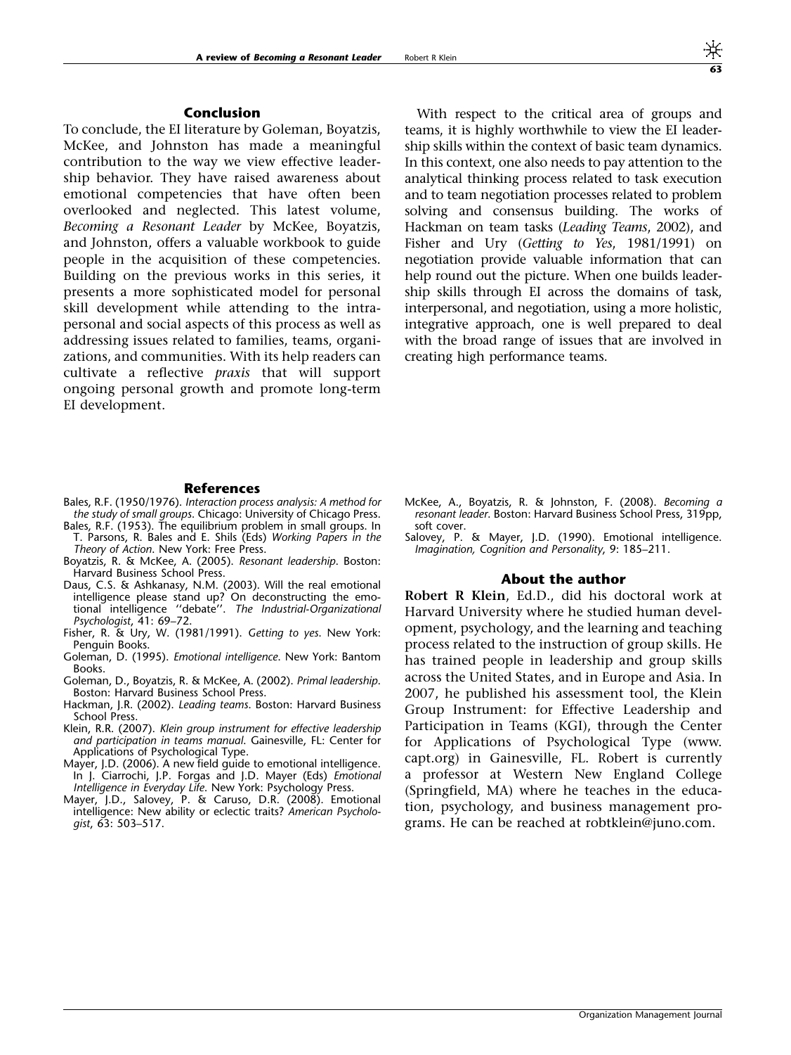## Conclusion

To conclude, the EI literature by Goleman, Boyatzis, McKee, and Johnston has made a meaningful contribution to the way we view effective leadership behavior. They have raised awareness about emotional competencies that have often been overlooked and neglected. This latest volume, *Becoming a Resonant Leader* by McKee, Boyatzis, and Johnston, offers a valuable workbook to guide people in the acquisition of these competencies. Building on the previous works in this series, it presents a more sophisticated model for personal skill development while attending to the intrapersonal and social aspects of this process as well as addressing issues related to families, teams, organizations, and communities. With its help readers can cultivate a reflective *praxis* that will support ongoing personal growth and promote long-term EI development.

With respect to the critical area of groups and teams, it is highly worthwhile to view the EI leadership skills within the context of basic team dynamics. In this context, one also needs to pay attention to the analytical thinking process related to task execution and to team negotiation processes related to problem solving and consensus building. The works of Hackman on team tasks (*Leading Teams*, 2002), and Fisher and Ury (*Getting to Yes*, 1981/1991) on negotiation provide valuable information that can help round out the picture. When one builds leadership skills through EI across the domains of task, interpersonal, and negotiation, using a more holistic, integrative approach, one is well prepared to deal with the broad range of issues that are involved in creating high performance teams.

## References

Bales, R.F. (1950/1976). *Interaction process analysis: A method for the study of small groups*. Chicago: University of Chicago Press.

Bales, R.F. (1953). The equilibrium problem in small groups. In T. Parsons, R. Bales and E. Shils (Eds) *Working Papers in the Theory of Action*. New York: Free Press.

Boyatzis, R. & McKee, A. (2005). *Resonant leadership*. Boston: Harvard Business School Press.

Daus, C.S. & Ashkanasy, N.M. (2003). Will the real emotional intelligence please stand up? On deconstructing the emotional intelligence ''debate''. *The Industrial-Organizational Psychologist*, 41: 69–72.

Fisher, R. & Ury, W. (1981/1991). *Getting to yes*. New York: Penguin Books.

Goleman, D. (1995). *Emotional intelligence*. New York: Bantom Books.

Goleman, D., Boyatzis, R. & McKee, A. (2002). *Primal leadership*. Boston: Harvard Business School Press.

Hackman, J.R. (2002). *Leading teams*. Boston: Harvard Business School Press.

Klein, R.R. (2007). *Klein group instrument for effective leadership and participation in teams manual*. Gainesville, FL: Center for Applications of Psychological Type.

Mayer, J.D. (2006). A new field guide to emotional intelligence. In J. Ciarrochi, J.P. Forgas and J.D. Mayer (Eds) *Emotional Intelligence in Everyday Life*. New York: Psychology Press.

Mayer, J.D., Salovey, P. & Caruso, D.R. (2008). Emotional intelligence: New ability or eclectic traits? *American Psychologist*, 63: 503–517.

McKee, A., Boyatzis, R. & Johnston, F. (2008). *Becoming a resonant leader*. Boston: Harvard Business School Press, 319pp, soft cover.

Salovey, P. & Mayer, J.D. (1990). Emotional intelligence. *Imagination, Cognition and Personality*, 9: 185–211.

## About the author

**Robert R Klein**, Ed.D., did his doctoral work at Harvard University where he studied human development, psychology, and the learning and teaching process related to the instruction of group skills. He has trained people in leadership and group skills across the United States, and in Europe and Asia. In 2007, he published his assessment tool, the Klein Group Instrument: for Effective Leadership and Participation in Teams (KGI), through the Center for Applications of Psychological Type (www.capt.org) in Gainesville, FL. Robert is currently a professor at Western New England College (Springfield, MA) where he teaches in the education, psychology, and business management programs. He can be reached at robtklein@juno.com.